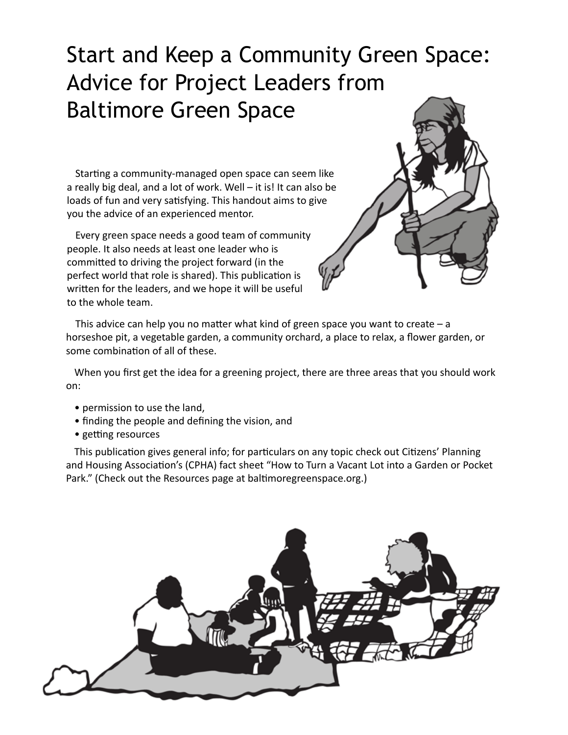# Start and Keep a Community Green Space: Advice for Project Leaders from Baltimore Green Space

Starting a community-managed open space can seem like a really big deal, and a lot of work. Well – it is! It can also be loads of fun and very satisfying. This handout aims to give you the advice of an experienced mentor.

Every green space needs a good team of community people. It also needs at least one leader who is committed to driving the project forward (in the perfect world that role is shared). This publication is written for the leaders, and we hope it will be useful to the whole team.

This advice can help you no matter what kind of green space you want to create – a horseshoe pit, a vegetable garden, a community orchard, a place to relax, a flower garden, or some combination of all of these.

When you first get the idea for a greening project, there are three areas that you should work on:

- permission to use the land,
- finding the people and defining the vision, and
- getting resources

This publication gives general info; for particulars on any topic check out Citizens' Planning and Housing Association's (CPHA) fact sheet "How to Turn a Vacant Lot into a Garden or Pocket Park." (Check out the Resources page at baltimoregreenspace.org.)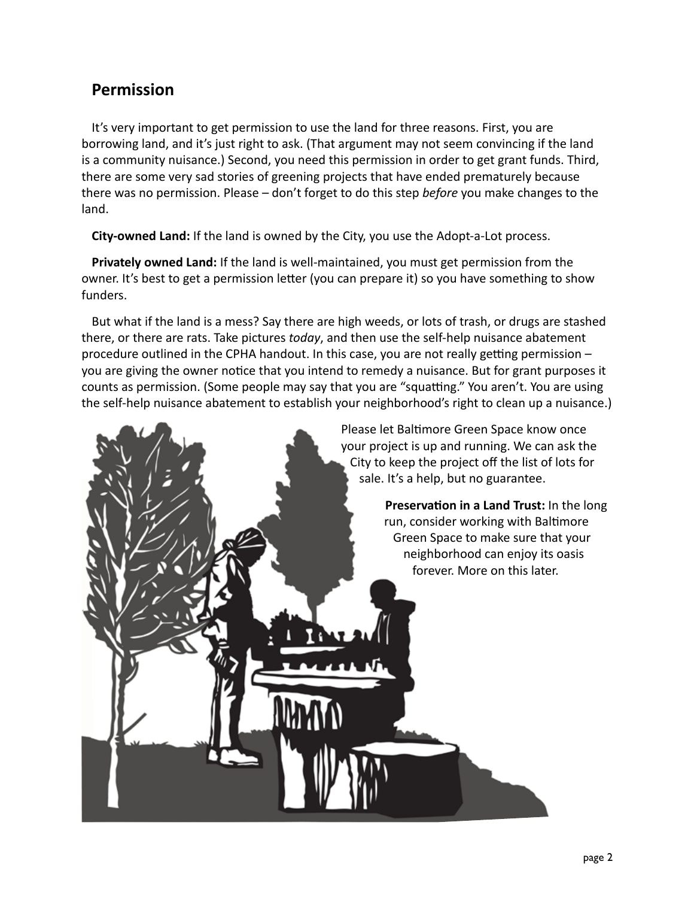## Permission

It's very important to get permission to use the land for three reasons. First, you are borrowing land, and it's just right to ask. (That argument may not seem convincing if the land is a community nuisance.) Second, you need this permission in order to get grant funds. Third, there are some very sad stories of greening projects that have ended prematurely because there was no permission. Please – don't forget to do this step *before* you make changes to the land.

**City-owned Land:** If the land is owned by the City, you use the Adopt-a-Lot process.

**Privately owned Land:** If the land is well-maintained, you must get permission from the owner. It's best to get a permission letter (you can prepare it) so you have something to show funders.

But what if the land is a mess? Say there are high weeds, or lots of trash, or drugs are stashed there, or there are rats. Take pictures *today*, and then use the self-help nuisance abatement procedure outlined in the CPHA handout. In this case, you are not really getting permission – you are giving the owner notice that you intend to remedy a nuisance. But for grant purposes it counts as permission. (Some people may say that you are "squatting." You aren't. You are using the self-help nuisance abatement to establish your neighborhood's right to clean up a nuisance.)

Please let Baltimore Green Space know once your project is up and running. We can ask the City to keep the project off the list of lots for sale. It's a help, but no guarantee.

**Preservation in a Land Trust:** In the long run, consider working with Baltimore Green Space to make sure that your neighborhood can enjoy its oasis forever. More on this later.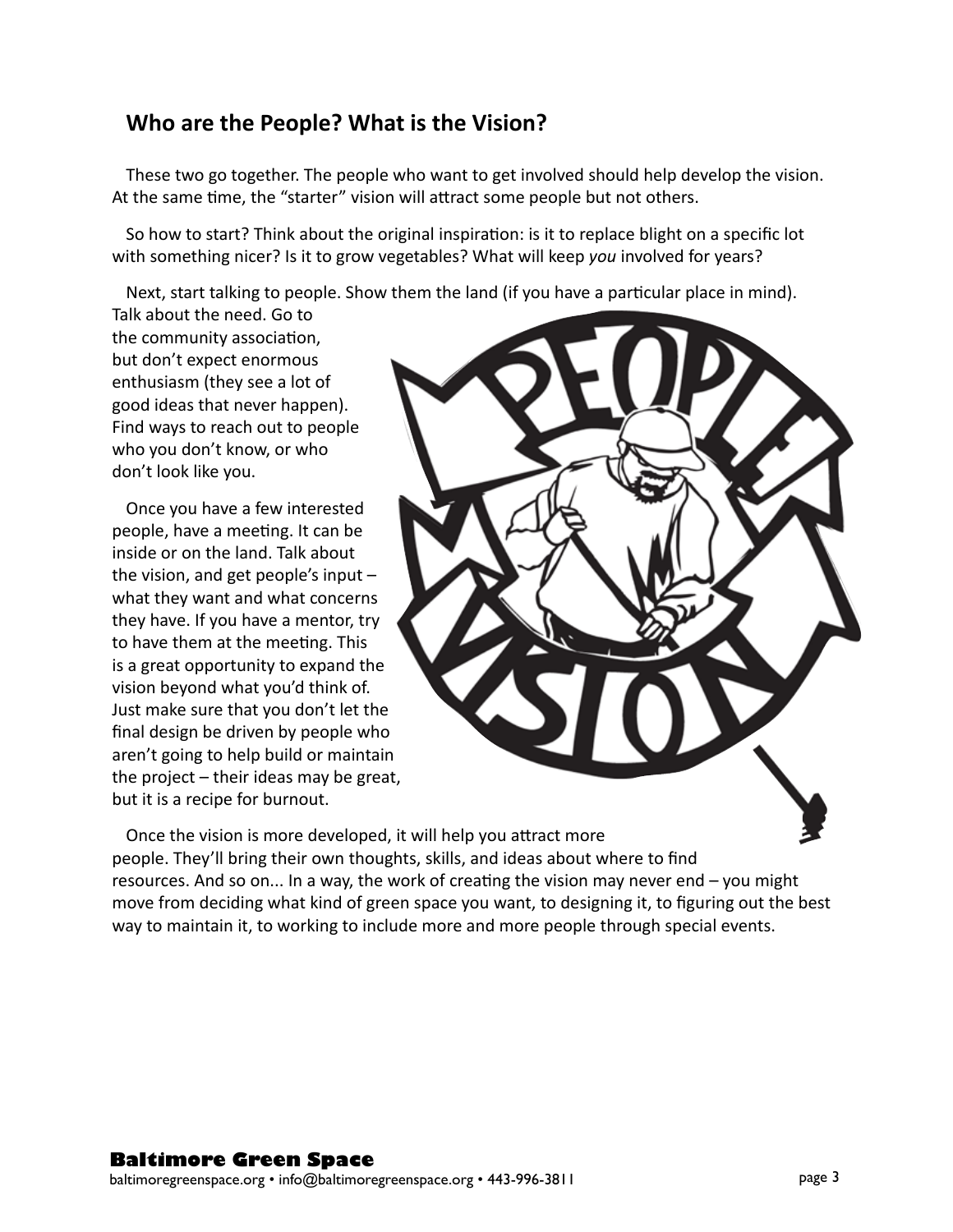## Who are the People? What is the Vision?

These two go together. The people who want to get involved should help develop the vision. At the same time, the "starter" vision will attract some people but not others.

So how to start? Think about the original inspiration: is it to replace blight on a specific lot with something nicer? Is it to grow vegetables? What will keep *you* involved for years?

Next, start talking to people. Show them the land (if you have a particular place in mind). Talk about the need. Go to the community association, but don't expect enormous enthusiasm (they see a lot of good ideas that never happen). Find ways to reach out to people who you don't know, or who don't look like you.

Once you have a few interested people, have a meeting. It can be inside or on the land. Talk about the vision, and get people's input – what they want and what concerns they have. If you have a mentor, try to have them at the meeting. This is a great opportunity to expand the vision beyond what you'd think of. Just make sure that you don't let the final design be driven by people who aren't going to help build or maintain the project – their ideas may be great, but it is a recipe for burnout.

Once the vision is more developed, it will help you attract more people. They'll bring their own thoughts, skills, and ideas about where to find resources. And so on... In a way, the work of creating the vision may never end – you might move from deciding what kind of green space you want, to designing it, to figuring out the best way to maintain it, to working to include more and more people through special events.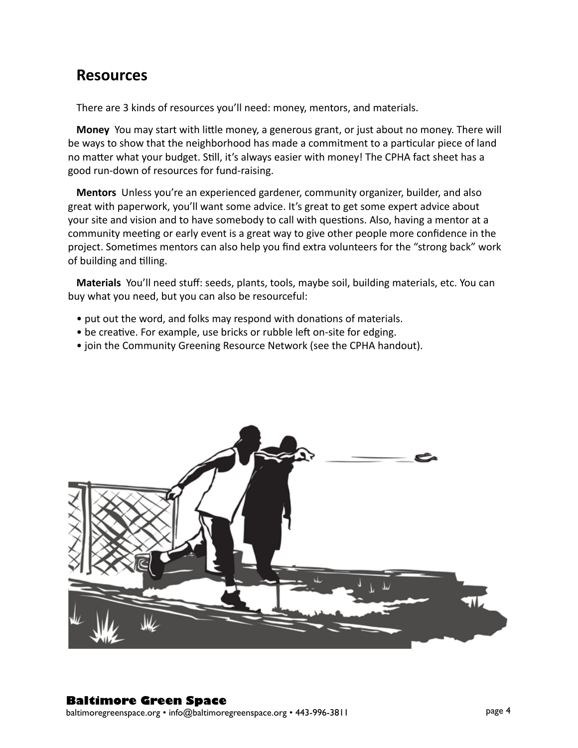## Resources

There are 3 kinds of resources you'll need: money, mentors, and materials.

**Money** You may start with little money, a generous grant, or just about no money. There will be ways to show that the neighborhood has made a commitment to a particular piece of land no matter what your budget. Still, it's always easier with money! The CPHA fact sheet has a good run-down of resources for fund-raising.

**Mentors** Unless you're an experienced gardener, community organizer, builder, and also great with paperwork, you'll want some advice. It's great to get some expert advice about your site and vision and to have somebody to call with questions. Also, having a mentor at a community meeting or early event is a great way to give other people more confidence in the project. Sometimes mentors can also help you find extra volunteers for the "strong back" work of building and tilling.

**Materials** You'll need stuff: seeds, plants, tools, maybe soil, building materials, etc. You can buy what you need, but you can also be resourceful:

- put out the word, and folks may respond with donations of materials.
- be creative. For example, use bricks or rubble left on-site for edging.
- join the Community Greening Resource Network (see the CPHA handout).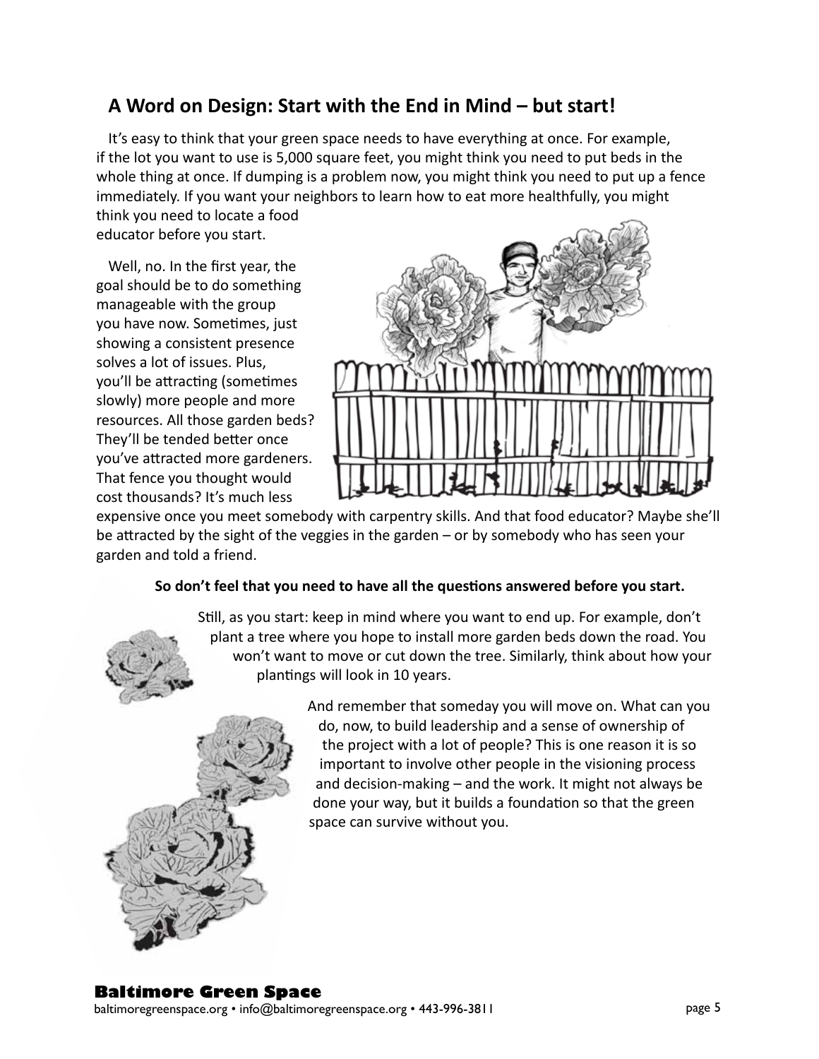## A Word on Design: Start with the End in Mind – but start!

It's easy to think that your green space needs to have everything at once. For example, if the lot you want to use is 5,000 square feet, you might think you need to put beds in the whole thing at once. If dumping is a problem now, you might think you need to put up a fence immediately. If you want your neighbors to learn how to eat more healthfully, you might think you need to locate a food educator before you start.

Well, no. In the first year, the goal should be to do something manageable with the group you have now. Sometimes, just showing a consistent presence solves a lot of issues. Plus, you'll be attracting (sometimes slowly) more people and more resources. All those garden beds? They'll be tended better once you've attracted more gardeners. That fence you thought would cost thousands? It's much less expensive once you meet somebody with carpentry skills. And that food educator? Maybe she'll be attracted by the sight of the veggies in the garden – or by somebody who has seen your garden and told a friend.

**So don't feel that you need to have all the questions answered before you start.**

Still, as you start: keep in mind where you want to end up. For example, don't plant a tree where you hope to install more garden beds down the road. You won't want to move or cut down the tree. Similarly, think about how your plantings will look in 10 years.

And remember that someday you will move on. What can you do, now, to build leadership and a sense of ownership of the project with a lot of people? This is one reason it is so important to involve other people in the visioning process and decision-making – and the work. It might not always be done your way, but it builds a foundation so that the green space can survive without you.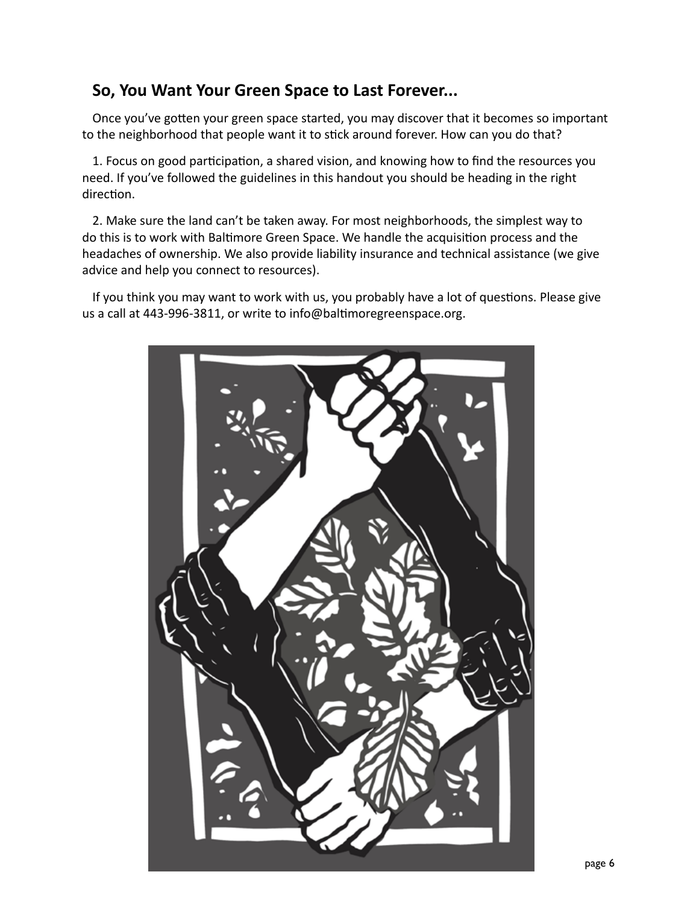## So, You Want Your Green Space to Last Forever...

Once you've gotten your green space started, you may discover that it becomes so important to the neighborhood that people want it to stick around forever. How can you do that?

1. Focus on good participation, a shared vision, and knowing how to find the resources you need. If you've followed the guidelines in this handout you should be heading in the right direction.

2. Make sure the land can't be taken away. For most neighborhoods, the simplest way to do this is to work with Baltimore Green Space. We handle the acquisition process and the headaches of ownership. We also provide liability insurance and technical assistance (we give advice and help you connect to resources).

If you think you may want to work with us, you probably have a lot of questions. Please give us a call at 443-996-3811, or write to info@baltimoregreenspace.org.